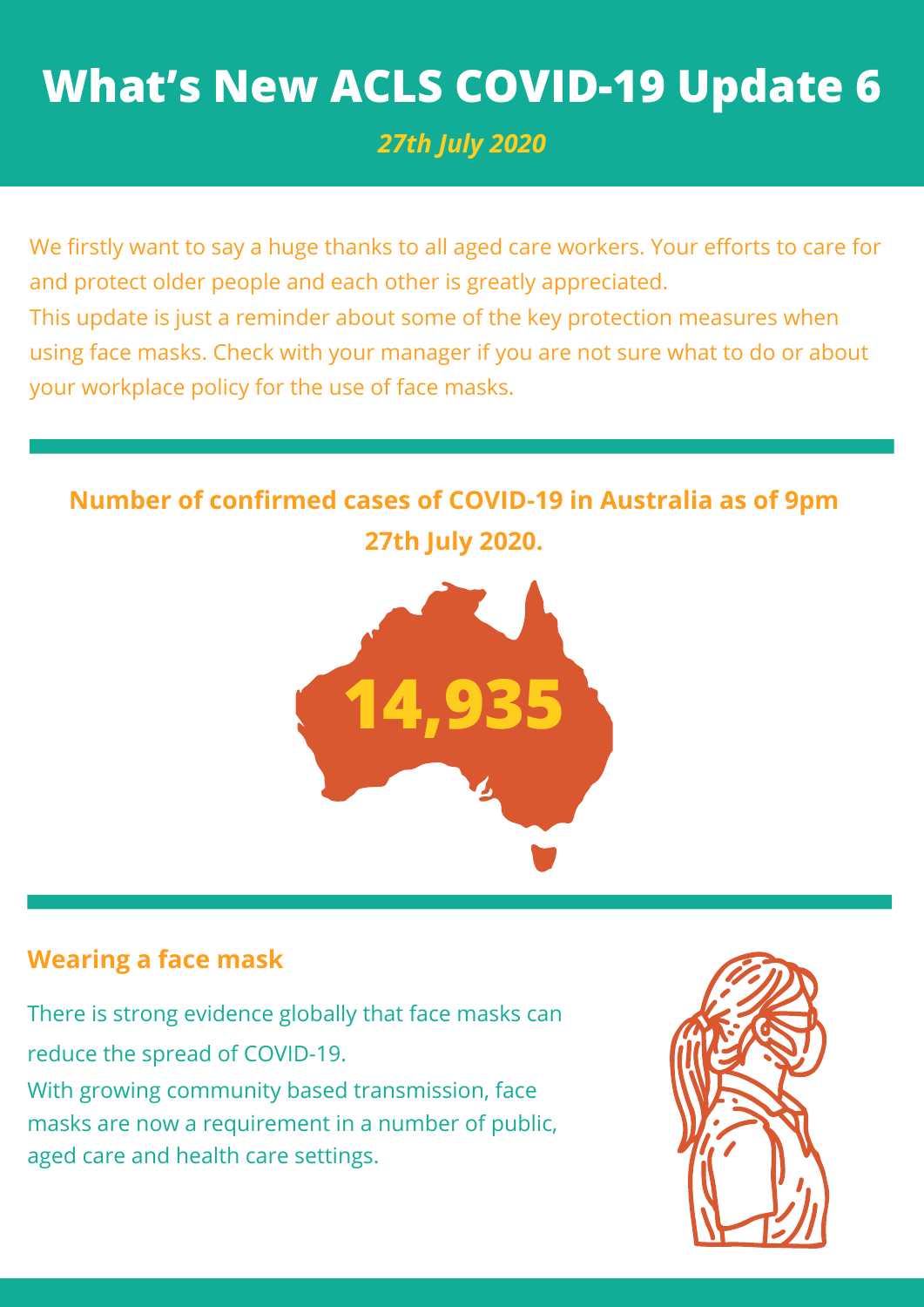# What's New ACLS COVID-19 Update 6

*27th July 2020*

We firstly want to say a huge thanks to all aged care workers. Your efforts to care for and protect older people and each other is greatly appreciated.
This update is just a reminder about some of the key protection measures when using face masks. Check with your manager if you are not sure what to do or about your workplace policy for the use of face masks.

**Number of confirmed cases of COVID-19 in Australia as of 9pm 27th July 2020.**

**14,935**

## Wearing a face mask

There is strong evidence globally that face masks can reduce the spread of COVID-19.
With growing community based transmission, face masks are now a requirement in a number of public, aged care and health care settings.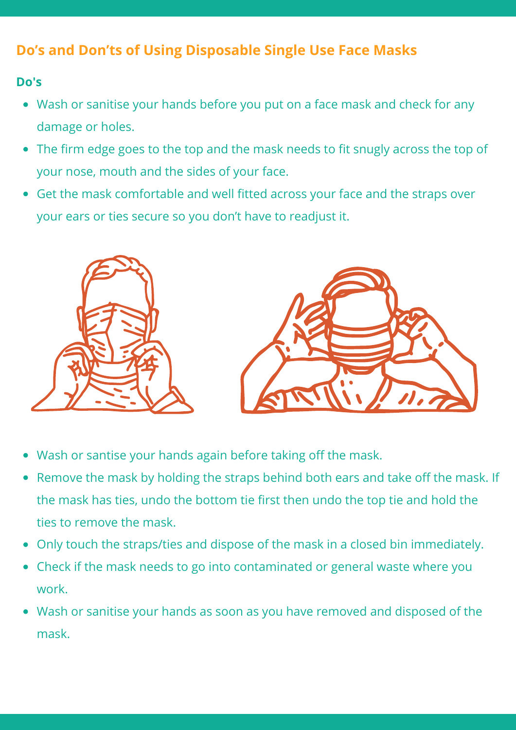## Do's and Don'ts of Using Disposable Single Use Face Masks

### Do's

- Wash or sanitise your hands before you put on a face mask and check for any damage or holes.
- The firm edge goes to the top and the mask needs to fit snugly across the top of your nose, mouth and the sides of your face.
- Get the mask comfortable and well fitted across your face and the straps over your ears or ties secure so you don't have to readjust it.

- Wash or santise your hands again before taking off the mask.
- Remove the mask by holding the straps behind both ears and take off the mask. If the mask has ties, undo the bottom tie first then undo the top tie and hold the ties to remove the mask.
- Only touch the straps/ties and dispose of the mask in a closed bin immediately.
- Check if the mask needs to go into contaminated or general waste where you work.
- Wash or sanitise your hands as soon as you have removed and disposed of the mask.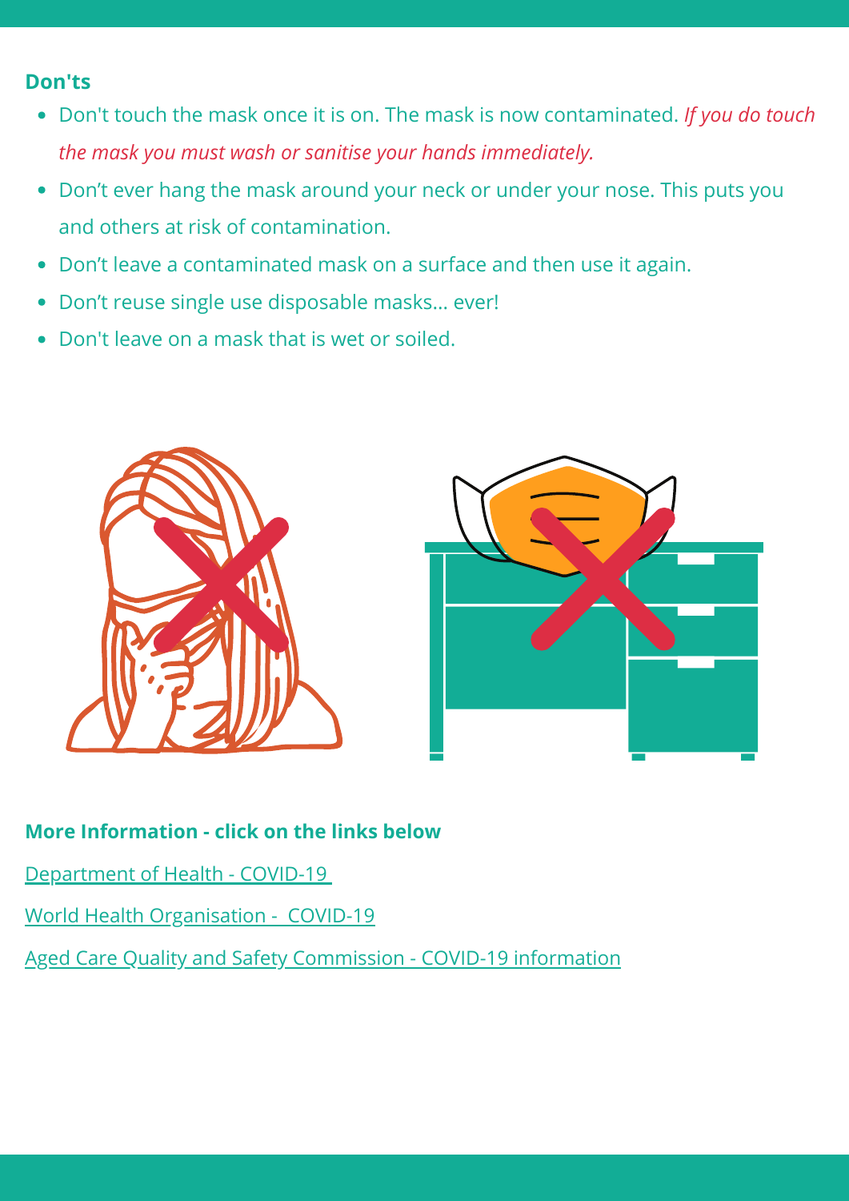### Don'ts

- Don't touch the mask once it is on. The mask is now contaminated. *If you do touch the mask you must wash or sanitise your hands immediately.*
- Don't ever hang the mask around your neck or under your nose. This puts you and others at risk of contamination.
- Don't leave a contaminated mask on a surface and then use it again.
- Don't reuse single use disposable masks... ever!
- Don't leave on a mask that is wet or soiled.

**More Information - click on the links below**

Department of Health - COVID-19

World Health Organisation - COVID-19

Aged Care Quality and Safety Commission - COVID-19 information